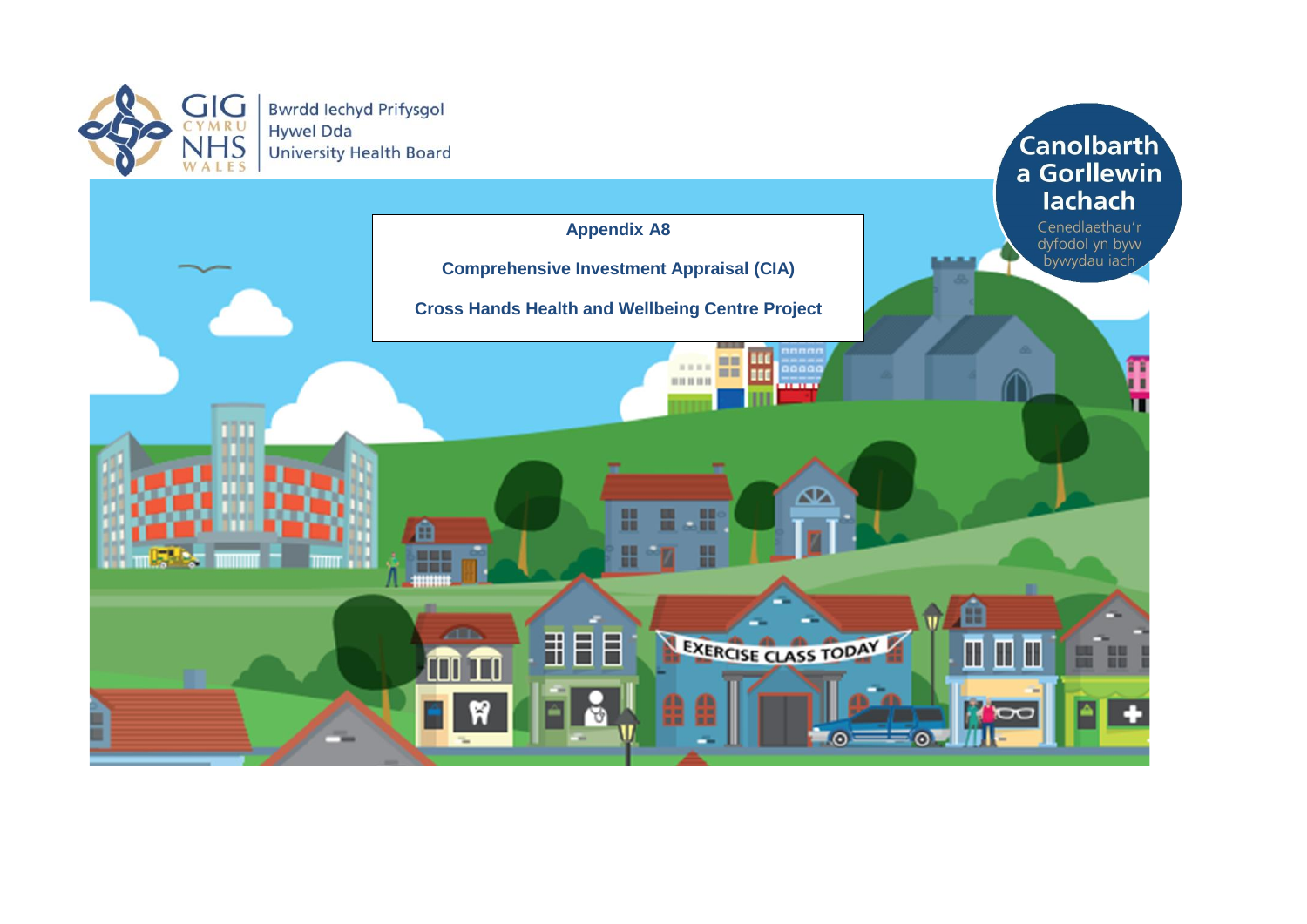GIG CYMRU NHS WALES

Bwrdd Iechyd Prifysgol Hywel Dda University Health Board

Canolbarth a Gorllewin Iachach

Cenedlaethau'r dyfodol yn byw bywydau iach

# Appendix A8

## Comprehensive Investment Appraisal (CIA)

## Cross Hands Health and Wellbeing Centre Project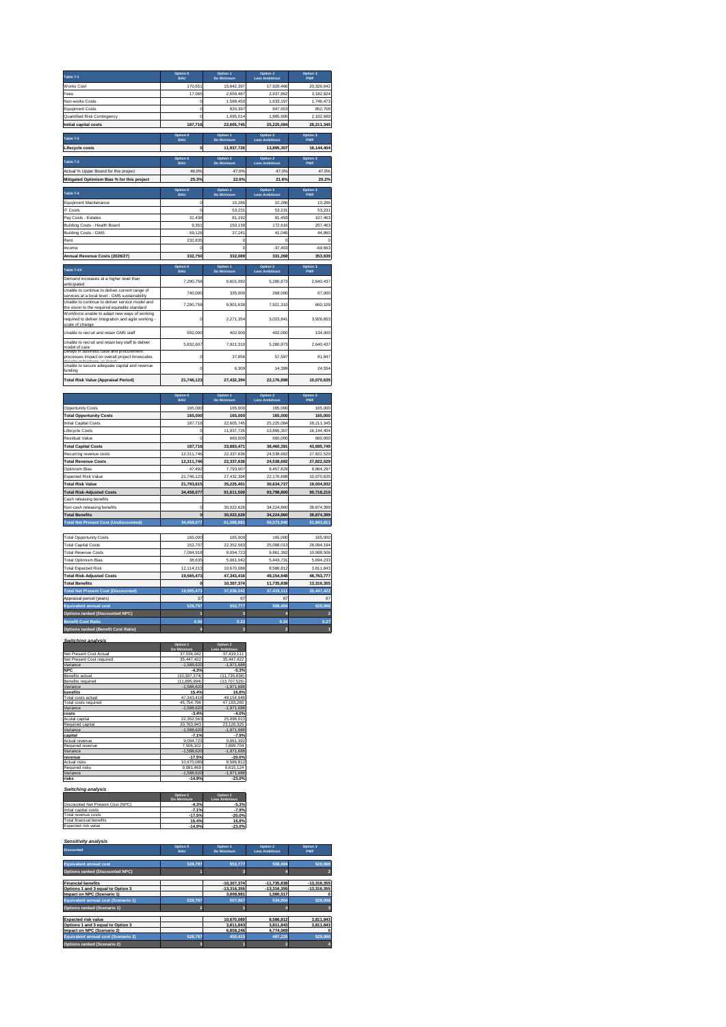| Table 7-1 | Option 0 BAU | Option 1 Do Minimum | Option 2 Less Ambitious | Option 3 PWF |
|---|---|---|---|---|
| Works Cost | 170,651 | 15,842,397 | 17,920,466 | 20,326,642 |
| Fees | 17,065 | 2,659,487 | 2,937,862 | 3,182,824 |
| Non-works Costs | 0 | 1,588,450 | 1,633,197 | 1,746,473 |
| Equipment Costs | 0 | 820,397 | 847,653 | 852,708 |
| Quantified Risk Contingency | 0 | 1,695,014 | 1,885,906 | 2,102,699 |
| **Initial capital costs** | **187,716** | **22,605,745** | **25,225,084** | **28,211,345** |

| Table 7-2 | Option 0 BAU | Option 1 Do Minimum | Option 2 Less Ambitious | Option 3 PWF |
|---|---|---|---|---|
| **Lifecycle costs** | **0** | **11,937,726** | **13,895,307** | **16,144,404** |

| Table 7-3 | Option 0 BAU | Option 1 Do Minimum | Option 2 Less Ambitious | Option 3 PWF |
|---|---|---|---|---|
| Actual % Upper Bound for this project | 46.0% | 47.0% | 47.0% | 47.0% |
| **Mitigated Optimism Bias % for this project** | **25.3%** | **22.6%** | **21.6%** | **20.2%** |

| Table 7-4 | Option 0 BAU | Option 1 Do Minimum | Option 2 Less Ambitious | Option 3 PWF |
|---|---|---|---|---|
| Equipment Maintenance | 0 | 10,286 | 10,286 | 10,286 |
| IT Costs | 0 | 53,231 | 53,231 | 53,231 |
| Pay Costs - Estates | 31,438 | 81,192 | 91,493 | 107,463 |
| Building Costs - Health Board | 9,351 | 150,139 | 172,616 | 207,463 |
| Building Costs - GMS | 59,126 | 37,241 | 41,046 | 44,860 |
| Rent | 232,835 | 0 | 0 | 0 |
| Income | 0 | 0 | -37,403 | -69,663 |
| **Annual Revenue Costs (2026/27)** | **332,750** | **332,089** | **331,268** | **353,639** |

| Table 7-XX | Option 0 BAU | Option 1 Do Minimum | Option 2 Less Ambitious | Option 3 PWF |
|---|---|---|---|---|
| Demand increases at a higher level than anticipated | 7,290,758 | 6,601,092 | 5,280,873 | 2,640,437 |
| Unable to continue to deliver current range of services at a local level - GMS sustainability | 740,000 | 335,000 | 268,000 | 67,000 |
| Unable to continue to deliver service model and the vision to the required equitable standard | 7,290,758 | 9,901,638 | 7,921,310 | 660,109 |
| Workforce unable to adapt new ways of working required to deliver integration and agile working - scale of change | 0 | 2,271,354 | 3,023,841 | 3,928,653 |
| Unable to recruit and retain GMS staff | 592,000 | 402,000 | 402,000 | 134,000 |
| Unable to recruit and retain key staff to deliver model of care | 5,832,607 | 7,921,310 | 5,280,873 | 2,640,437 |
| Delays in business case and procurement processes impact on overall project timescales despite mitigations, as listed | 0 | 37,856 | 57,597 | 81,847 |
| Unable to secure adequate capital and revenue funding | 0 | 6,309 | 14,399 | 24,554 |
| **Total Risk Value (Appraisal Period)** | **21,746,123** | **27,432,394** | **22,176,898** | **10,070,635** |

| | Option 0 BAU | Option 1 Do Minimum | Option 2 Less Ambitious | Option 3 PWF |
|---|---|---|---|---|
| Opportunity Costs | 165,000 | 165,000 | 165,000 | 165,000 |
| **Total Opportunity Costs** | **165,000** | **165,000** | **165,000** | **165,000** |
| Initial Capital Costs | 187,716 | 22,605,745 | 25,225,084 | 28,211,345 |
| Lifecycle Costs | 0 | 11,937,726 | 13,895,307 | 16,144,404 |
| Residual Value | 0 | 660,000 | 660,000 | 660,000 |
| **Total Capital Costs** | **187,716** | **33,883,471** | **38,460,391** | **43,695,749** |
| Recurring revenue costs | 12,311,746 | 22,337,636 | 24,538,682 | 27,822,529 |
| **Total Revenue Costs** | **12,311,746** | **22,337,636** | **24,538,682** | **27,822,529** |
| Optimism Bias | 47,492 | 7,793,007 | 8,457,829 | 8,964,297 |
| Expected Risk Value | 21,746,123 | 27,432,394 | 22,176,898 | 10,070,635 |
| **Total Risk Value** | **21,793,615** | **35,225,401** | **30,634,727** | **19,034,932** |
| **Total Risk-Adjusted Costs** | **34,458,077** | **91,611,509** | **93,798,800** | **90,718,210** |
| Cash releasing benefits | | | | |
| Non-cash releasing benefits | 0 | 30,022,628 | 34,224,860 | 38,874,399 |
| **Total Benefits** | **0** | **30,022,628** | **34,224,860** | **38,874,399** |
| **Total Net Present Cost (Undiscounted)** | **34,458,077** | **61,588,881** | **59,573,940** | **51,843,811** |

| | Option 0 BAU | Option 1 Do Minimum | Option 2 Less Ambitious | Option 3 PWF |
|---|---|---|---|---|
| Total Opportunity Costs | 165,000 | 165,000 | 165,000 | 165,000 |
| Total Capital Costs | 152,707 | 22,352,563 | 25,098,013 | 28,094,194 |
| Total Revenue Costs | 7,094,918 | 9,094,723 | 9,861,392 | 10,998,506 |
| Total Optimism Bias | 38,635 | 5,061,042 | 5,443,731 | 5,694,233 |
| Total Expected Risk | 12,114,213 | 10,670,089 | 8,586,812 | 3,811,843 |
| **Total Risk-Adjusted Costs** | **19,565,473** | **47,343,416** | **49,154,948** | **48,763,777** |
| **Total Benefits** | **0** | **10,307,374** | **11,735,838** | **13,316,355** |
| **Total Net Present Cost (Discounted)** | **19,565,473** | **37,036,042** | **37,419,111** | **35,447,422** |
| Appraisal period (years) | 37 | 67 | 67 | 67 |
| **Equivalent annual cost** | **528,797** | **552,777** | **558,494** | **529,066** |
| **Options ranked (Discounted NPC)** | **1** | **3** | **4** | **2** |
| **Benefit Cost Ratio** | **0.00** | **0.22** | **0.24** | **0.27** |
| **Options ranked (Benefit Cost Ratio)** | **4** | **3** | **2** | **1** |

***Switching analysis***

| | Option 1 Do Minimum | Option 2 Less Ambitious |
|---|---|---|
| Net Present Cost Actual | 37,036,042 | 37,419,111 |
| Net Present Cost required | 35,447,422 | 35,447,422 |
| Variance | -1,588,620 | -1,971,688 |
| **NPC** | **-4.3%** | **-5.3%** |
| Benefits actual | (10,307,374) | (11,735,838) |
| Benefits required | (11,895,994) | (13,707,526) |
| Variance | -1,588,620 | -1,971,688 |
| **benefits** | **15.4%** | **16.8%** |
| Total costs actual | 47,343,416 | 49,154,948 |
| Total costs required | 45,754,796 | 47,183,260 |
| Variance | -1,588,620 | -1,971,688 |
| **costs** | **-3.4%** | **-4.0%** |
| Acutal capital | 22,352,563 | 25,098,013 |
| Required capital | 20,763,943 | 23,126,325 |
| Variance | -1,588,620 | -1,971,688 |
| **capital** | **-7.1%** | **-7.9%** |
| Actual revenue | 9,094,723 | 9,861,392 |
| Required revenue | 7,506,102 | 7,889,704 |
| Variance | -1,588,620 | -1,971,688 |
| **revenue** | **-17.5%** | **-20.0%** |
| Actual risks | 10,670,089 | 8,586,812 |
| Required risks | 9,081,469 | 6,615,124 |
| Variance | -1,588,620 | -1,971,688 |
| **risks** | **-14.9%** | **-23.0%** |

***Switching analysis***

| | Option 1 Do Minimum | Option 2 Less Ambitious |
|---|---|---|
| Discounted Net Present Cost (NPC) | -4.3% | -5.3% |
| Initial capital costs | -7.1% | -7.9% |
| Total revenue costs | -17.5% | -20.0% |
| Total financial benefits | 15.4% | 16.8% |
| Expected risk value | -14.9% | -23.0% |

***Sensitivity analysis***

| Discounted | Option 0 BAU | Option 1 Do Minimum | Option 2 Less Ambitious | Option 3 PWF |
|---|---|---|---|---|
| **Equivalent annual cost** | **528,797** | **552,777** | **558,494** | **529,066** |
| **Options ranked (Discounted NPC)** | **1** | **3** | **4** | **2** |
| **Financial benefits** | | **-10,307,374** | **-11,735,838** | **-13,316,355** |
| **Options 1 and 3 equal to Option 3** | | **-13,316,355** | **-13,316,355** | **-13,316,355** |
| **Impact on NPC (Scenario 1)** | | **3,008,981** | **1,580,517** | **0** |
| **Equivalent annual cost (Scenario 1)** | **528,797** | **507,867** | **534,904** | **529,066** |
| **Options ranked (Scenario 1)** | **2** | **1** | **4** | **3** |
| **Expected risk value** | | **10,670,089** | **8,586,812** | **3,811,843** |
| **Options 1 and 3 equal to Option 3** | | **3,811,843** | **3,811,843** | **3,811,843** |
| **Impact on NPC (Scenario 2)** | | **6,858,246** | **4,774,969** | **0** |
| **Equivalent annual cost (Scenario 2)** | **528,797** | **450,415** | **487,226** | **529,066** |
| **Options ranked (Scenario 2)** | **3** | **1** | **2** | **4** |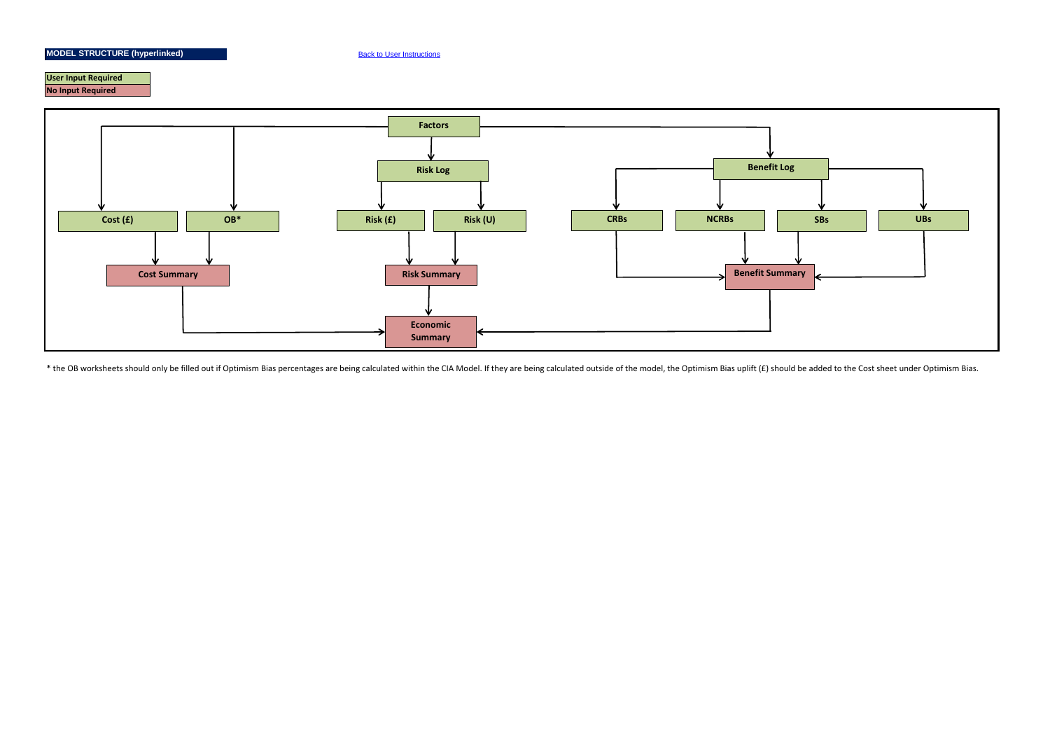**MODEL STRUCTURE (hyperlinked)**

Back to User Instructions

| |
|---|
| User Input Required |
| No Input Required |

- Factors
  - Risk Log
    - Risk (£)
    - Risk (U)
  - Cost (£)
  - OB*
  - Benefit Log
    - CRBs
    - NCRBs
    - SBs
    - UBs

- Cost (£), OB* → Cost Summary
- Risk (£), Risk (U) → Risk Summary
- CRBs, NCRBs, SBs, UBs → Benefit Summary
- Cost Summary, Risk Summary, Benefit Summary → Economic Summary

\* the OB worksheets should only be filled out if Optimism Bias percentages are being calculated within the CIA Model. If they are being calculated outside of the model, the Optimism Bias uplift (£) should be added to the Cost sheet under Optimism Bias.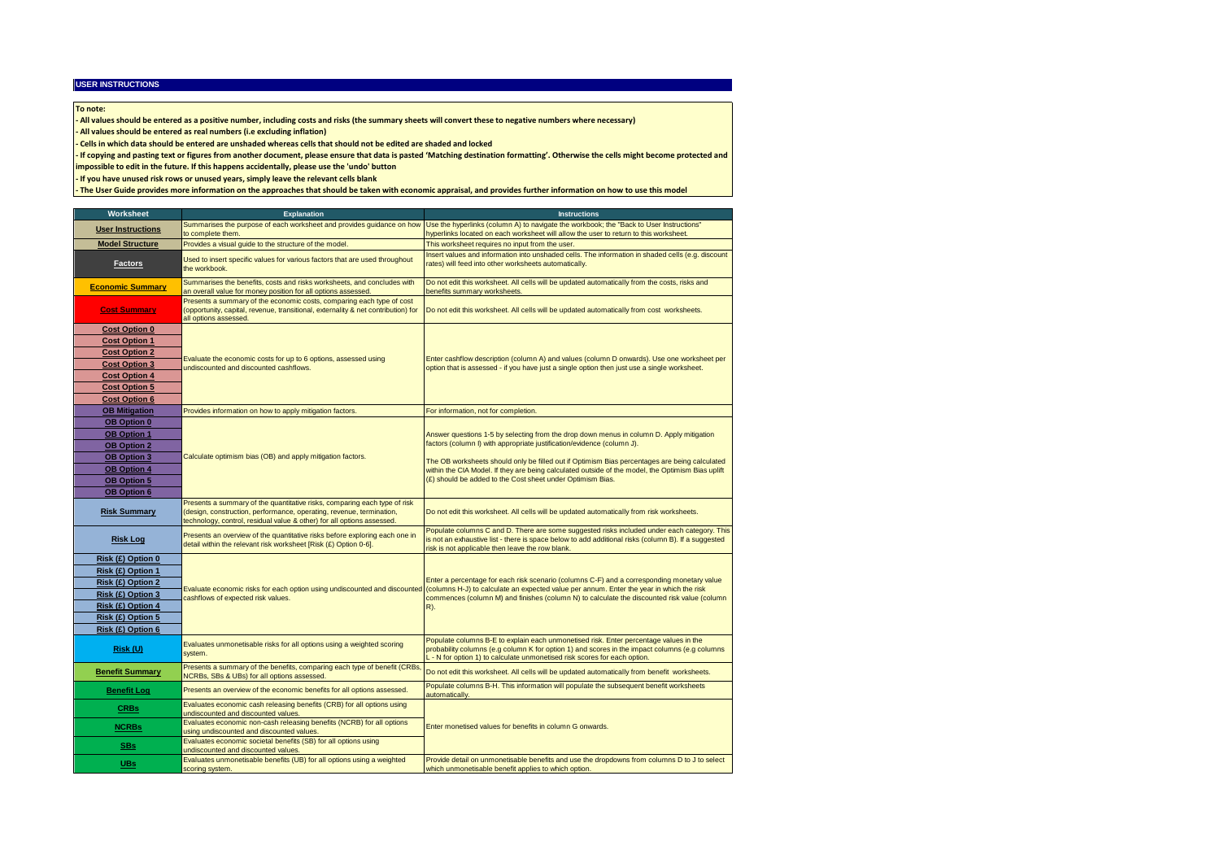## USER INSTRUCTIONS

**To note:**

**- All values should be entered as a positive number, including costs and risks (the summary sheets will convert these to negative numbers where necessary)**

**- All values should be entered as real numbers (i.e excluding inflation)**

**- Cells in which data should be entered are unshaded whereas cells that should not be edited are shaded and locked**

**- If copying and pasting text or figures from another document, please ensure that data is pasted 'Matching destination formatting'. Otherwise the cells might become protected and impossible to edit in the future. If this happens accidentally, please use the 'undo' button**

**- If you have unused risk rows or unused years, simply leave the relevant cells blank**

**- The User Guide provides more information on the approaches that should be taken with economic appraisal, and provides further information on how to use this model**

| Worksheet | Explanation | Instructions |
|---|---|---|
| User Instructions | Summarises the purpose of each worksheet and provides guidance on how to complete them. | Use the hyperlinks (column A) to navigate the workbook; the "Back to User Instructions" hyperlinks located on each worksheet will allow the user to return to this worksheet. |
| Model Structure | Provides a visual guide to the structure of the model. | This worksheet requires no input from the user. |
| Factors | Used to insert specific values for various factors that are used throughout the workbook. | Insert values and information into unshaded cells. The information in shaded cells (e.g. discount rates) will feed into other worksheets automatically. |
| Economic Summary | Summarises the benefits, costs and risks worksheets, and concludes with an overall value for money position for all options assessed. | Do not edit this worksheet. All cells will be updated automatically from the costs, risks and benefits summary worksheets. |
| Cost Summary | Presents a summary of the economic costs, comparing each type of cost (opportunity, capital, revenue, transitional, externality & net contribution) for all options assessed. | Do not edit this worksheet. All cells will be updated automatically from cost worksheets. |
| Cost Option 0<br>Cost Option 1<br>Cost Option 2<br>Cost Option 3<br>Cost Option 4<br>Cost Option 5<br>Cost Option 6 | Evaluate the economic costs for up to 6 options, assessed using undiscounted and discounted cashflows. | Enter cashflow description (column A) and values (column D onwards). Use one worksheet per option that is assessed - if you have just a single option then just use a single worksheet. |
| OB Mitigation | Provides information on how to apply mitigation factors. | For information, not for completion. |
| OB Option 0<br>OB Option 1<br>OB Option 2<br>OB Option 3<br>OB Option 4<br>OB Option 5<br>OB Option 6 | Calculate optimism bias (OB) and apply mitigation factors. | Answer questions 1-5 by selecting from the drop down menus in column D. Apply mitigation factors (column I) with appropriate justification/evidence (column J).<br><br>The OB worksheets should only be filled out if Optimism Bias percentages are being calculated within the CIA Model. If they are being calculated outside of the model, the Optimism Bias uplift (£) should be added to the Cost sheet under Optimism Bias. |
| Risk Summary | Presents a summary of the quantitative risks, comparing each type of risk (design, construction, performance, operating, revenue, termination, technology, control, residual value & other) for all options assessed. | Do not edit this worksheet. All cells will be updated automatically from risk worksheets. |
| Risk Log | Presents an overview of the quantitative risks before exploring each one in detail within the relevant risk worksheet [Risk (£) Option 0-6]. | Populate columns C and D. There are some suggested risks included under each category. This is not an exhaustive list - there is space below to add additional risks (column B). If a suggested risk is not applicable then leave the row blank. |
| Risk (£) Option 0<br>Risk (£) Option 1<br>Risk (£) Option 2<br>Risk (£) Option 3<br>Risk (£) Option 4<br>Risk (£) Option 5<br>Risk (£) Option 6 | Evaluate economic risks for each option using undiscounted and discounted cashflows of expected risk values. | Enter a percentage for each risk scenario (columns C-F) and a corresponding monetary value (columns H-J) to calculate an expected value per annum. Enter the year in which the risk commences (column M) and finishes (column N) to calculate the discounted risk value (column R). |
| Risk (U) | Evaluates unmonetisable risks for all options using a weighted scoring system. | Populate columns B-E to explain each unmonetised risk. Enter percentage values in the probability columns (e.g column K for option 1) and scores in the impact columns (e.g columns L - N for option 1) to calculate unmonetised risk scores for each option. |
| Benefit Summary | Presents a summary of the benefits, comparing each type of benefit (CRBs, NCRBs, SBs & UBs) for all options assessed. | Do not edit this worksheet. All cells will be updated automatically from benefit worksheets. |
| Benefit Log | Presents an overview of the economic benefits for all options assessed. | Populate columns B-H. This information will populate the subsequent benefit worksheets automatically. |
| CRBs | Evaluates economic cash releasing benefits (CRB) for all options using undiscounted and discounted values. | Enter monetised values for benefits in column G onwards. |
| NCRBs | Evaluates economic non-cash releasing benefits (NCRB) for all options using undiscounted and discounted values. | |
| SBs | Evaluates economic societal benefits (SB) for all options using undiscounted and discounted values. | |
| UBs | Evaluates unmonetisable benefits (UB) for all options using a weighted scoring system. | Provide detail on unmonetisable benefits and use the dropdowns from columns D to J to select which unmonetisable benefit applies to which option. |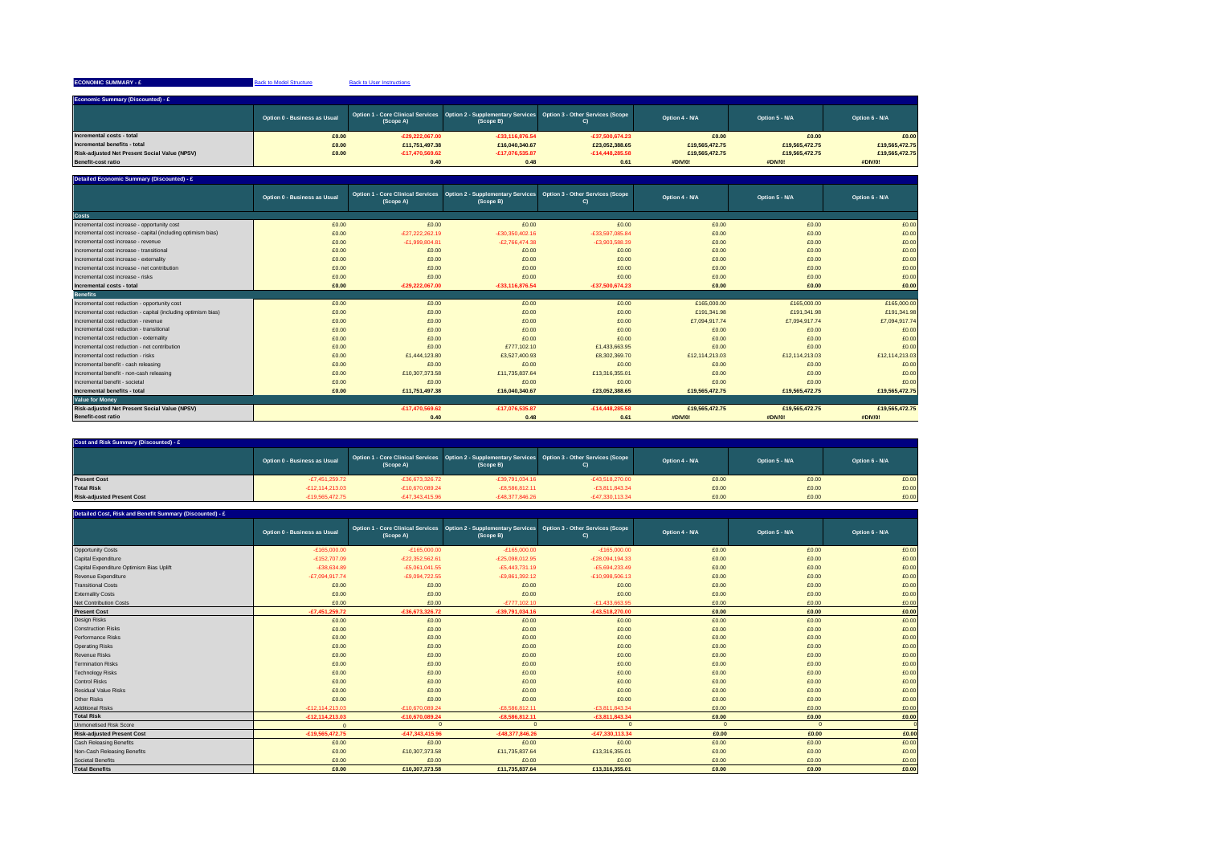**ECONOMIC SUMMARY - £** | Back to Model Structure | Back to User Instructions

### Economic Summary (Discounted) - £

| | Option 0 - Business as Usual | Option 1 - Core Clinical Services (Scope A) | Option 2 - Supplementary Services (Scope B) | Option 3 - Other Services (Scope C) | Option 4 - N/A | Option 5 - N/A | Option 6 - N/A |
|---|---|---|---|---|---|---|---|
| **Incremental costs - total** | **£0.00** | **-£29,222,067.00** | **-£33,116,876.54** | **-£37,500,674.23** | **£0.00** | **£0.00** | **£0.00** |
| **Incremental benefits - total** | **£0.00** | **£11,751,497.38** | **£16,040,340.67** | **£23,052,388.65** | **£19,565,472.75** | **£19,565,472.75** | **£19,565,472.75** |
| **Risk-adjusted Net Present Social Value (NPSV)** | **£0.00** | **-£17,470,569.62** | **-£17,076,535.87** | **-£14,448,285.58** | **£19,565,472.75** | **£19,565,472.75** | **£19,565,472.75** |
| **Benefit-cost ratio** | | **0.40** | **0.48** | **0.61** | **#DIV/0!** | **#DIV/0!** | **#DIV/0!** |

### Detailed Economic Summary (Discounted) - £

| | Option 0 - Business as Usual | Option 1 - Core Clinical Services (Scope A) | Option 2 - Supplementary Services (Scope B) | Option 3 - Other Services (Scope C) | Option 4 - N/A | Option 5 - N/A | Option 6 - N/A |
|---|---|---|---|---|---|---|---|
| **Costs** | | | | | | | |
| Incremental cost increase - opportunity cost | £0.00 | £0.00 | £0.00 | £0.00 | £0.00 | £0.00 | £0.00 |
| Incremental cost increase - capital (including optimism bias) | £0.00 | -£27,222,262.19 | -£30,350,402.16 | -£33,597,085.84 | £0.00 | £0.00 | £0.00 |
| Incremental cost increase - revenue | £0.00 | -£1,999,804.81 | -£2,766,474.38 | -£3,903,588.39 | £0.00 | £0.00 | £0.00 |
| Incremental cost increase - transitional | £0.00 | £0.00 | £0.00 | £0.00 | £0.00 | £0.00 | £0.00 |
| Incremental cost increase - externality | £0.00 | £0.00 | £0.00 | £0.00 | £0.00 | £0.00 | £0.00 |
| Incremental cost increase - net contribution | £0.00 | £0.00 | £0.00 | £0.00 | £0.00 | £0.00 | £0.00 |
| Incremental cost increase - risks | £0.00 | £0.00 | £0.00 | £0.00 | £0.00 | £0.00 | £0.00 |
| **Incremental costs - total** | **£0.00** | **-£29,222,067.00** | **-£33,116,876.54** | **-£37,500,674.23** | **£0.00** | **£0.00** | **£0.00** |
| **Benefits** | | | | | | | |
| Incremental cost reduction - opportunity cost | £0.00 | £0.00 | £0.00 | £0.00 | £165,000.00 | £165,000.00 | £165,000.00 |
| Incremental cost reduction - capital (including optimism bias) | £0.00 | £0.00 | £0.00 | £0.00 | £191,341.98 | £191,341.98 | £191,341.98 |
| Incremental cost reduction - revenue | £0.00 | £0.00 | £0.00 | £0.00 | £7,094,917.74 | £7,094,917.74 | £7,094,917.74 |
| Incremental cost reduction - transitional | £0.00 | £0.00 | £0.00 | £0.00 | £0.00 | £0.00 | £0.00 |
| Incremental cost reduction - externality | £0.00 | £0.00 | £0.00 | £0.00 | £0.00 | £0.00 | £0.00 |
| Incremental cost reduction - net contribution | £0.00 | £0.00 | £777,102.10 | £1,433,663.95 | £0.00 | £0.00 | £0.00 |
| Incremental cost reduction - risks | £0.00 | £1,444,123.80 | £3,527,400.93 | £8,302,369.70 | £12,114,213.03 | £12,114,213.03 | £12,114,213.03 |
| Incremental benefit - cash releasing | £0.00 | £0.00 | £0.00 | £0.00 | £0.00 | £0.00 | £0.00 |
| Incremental benefit - non-cash releasing | £0.00 | £10,307,373.58 | £11,735,837.64 | £13,316,355.01 | £0.00 | £0.00 | £0.00 |
| Incremental benefit - societal | £0.00 | £0.00 | £0.00 | £0.00 | £0.00 | £0.00 | £0.00 |
| **Incremental benefits - total** | **£0.00** | **£11,751,497.38** | **£16,040,340.67** | **£23,052,388.65** | **£19,565,472.75** | **£19,565,472.75** | **£19,565,472.75** |
| **Value for Money** | | | | | | | |
| **Risk-adjusted Net Present Social Value (NPSV)** | | **-£17,470,569.62** | **-£17,076,535.87** | **-£14,448,285.58** | **£19,565,472.75** | **£19,565,472.75** | **£19,565,472.75** |
| **Benefit-cost ratio** | | **0.40** | **0.48** | **0.61** | **#DIV/0!** | **#DIV/0!** | **#DIV/0!** |

### Cost and Risk Summary (Discounted) - £

| | Option 0 - Business as Usual | Option 1 - Core Clinical Services (Scope A) | Option 2 - Supplementary Services (Scope B) | Option 3 - Other Services (Scope C) | Option 4 - N/A | Option 5 - N/A | Option 6 - N/A |
|---|---|---|---|---|---|---|---|
| **Present Cost** | -£7,451,259.72 | -£36,673,326.72 | -£39,791,034.16 | -£43,518,270.00 | £0.00 | £0.00 | £0.00 |
| **Total Risk** | -£12,114,213.03 | -£10,670,089.24 | -£8,586,812.11 | -£3,811,843.34 | £0.00 | £0.00 | £0.00 |
| **Risk-adjusted Present Cost** | -£19,565,472.75 | -£47,343,415.96 | -£48,377,846.26 | -£47,330,113.34 | £0.00 | £0.00 | £0.00 |

### Detailed Cost, Risk and Benefit Summary (Discounted) - £

| | Option 0 - Business as Usual | Option 1 - Core Clinical Services (Scope A) | Option 2 - Supplementary Services (Scope B) | Option 3 - Other Services (Scope C) | Option 4 - N/A | Option 5 - N/A | Option 6 - N/A |
|---|---|---|---|---|---|---|---|
| Opportunity Costs | -£165,000.00 | -£165,000.00 | -£165,000.00 | -£165,000.00 | £0.00 | £0.00 | £0.00 |
| Capital Expenditure | -£152,707.09 | -£22,352,562.61 | -£25,098,012.95 | -£28,094,194.33 | £0.00 | £0.00 | £0.00 |
| Capital Expenditure Optimism Bias Uplift | -£38,634.89 | -£5,061,041.55 | -£5,443,731.19 | -£5,694,233.49 | £0.00 | £0.00 | £0.00 |
| Revenue Expenditure | -£7,094,917.74 | -£9,094,722.55 | -£9,861,392.12 | -£10,998,506.13 | £0.00 | £0.00 | £0.00 |
| Transitional Costs | £0.00 | £0.00 | £0.00 | £0.00 | £0.00 | £0.00 | £0.00 |
| Externality Costs | £0.00 | £0.00 | £0.00 | £0.00 | £0.00 | £0.00 | £0.00 |
| Net Contribution Costs | £0.00 | £0.00 | -£777,102.10 | -£1,433,663.95 | £0.00 | £0.00 | £0.00 |
| **Present Cost** | **-£7,451,259.72** | **-£36,673,326.72** | **-£39,791,034.16** | **-£43,518,270.00** | **£0.00** | **£0.00** | **£0.00** |
| Design Risks | £0.00 | £0.00 | £0.00 | £0.00 | £0.00 | £0.00 | £0.00 |
| Construction Risks | £0.00 | £0.00 | £0.00 | £0.00 | £0.00 | £0.00 | £0.00 |
| Performance Risks | £0.00 | £0.00 | £0.00 | £0.00 | £0.00 | £0.00 | £0.00 |
| Operating Risks | £0.00 | £0.00 | £0.00 | £0.00 | £0.00 | £0.00 | £0.00 |
| Revenue Risks | £0.00 | £0.00 | £0.00 | £0.00 | £0.00 | £0.00 | £0.00 |
| Termination Risks | £0.00 | £0.00 | £0.00 | £0.00 | £0.00 | £0.00 | £0.00 |
| Technology Risks | £0.00 | £0.00 | £0.00 | £0.00 | £0.00 | £0.00 | £0.00 |
| Control Risks | £0.00 | £0.00 | £0.00 | £0.00 | £0.00 | £0.00 | £0.00 |
| Residual Value Risks | £0.00 | £0.00 | £0.00 | £0.00 | £0.00 | £0.00 | £0.00 |
| Other Risks | £0.00 | £0.00 | £0.00 | £0.00 | £0.00 | £0.00 | £0.00 |
| Additional Risks | -£12,114,213.03 | -£10,670,089.24 | -£8,586,812.11 | -£3,811,843.34 | £0.00 | £0.00 | £0.00 |
| **Total Risk** | **-£12,114,213.03** | **-£10,670,089.24** | **-£8,586,812.11** | **-£3,811,843.34** | **£0.00** | **£0.00** | **£0.00** |
| Unmonetised Risk Score | 0 | 0 | 0 | 0 | 0 | 0 | 0 |
| **Risk-adjusted Present Cost** | **-£19,565,472.75** | **-£47,343,415.96** | **-£48,377,846.26** | **-£47,330,113.34** | **£0.00** | **£0.00** | **£0.00** |
| Cash Releasing Benefits | £0.00 | £0.00 | £0.00 | £0.00 | £0.00 | £0.00 | £0.00 |
| Non-Cash Releasing Benefits | £0.00 | £10,307,373.58 | £11,735,837.64 | £13,316,355.01 | £0.00 | £0.00 | £0.00 |
| Societal Benefits | £0.00 | £0.00 | £0.00 | £0.00 | £0.00 | £0.00 | £0.00 |
| **Total Benefits** | **£0.00** | **£10,307,373.58** | **£11,735,837.64** | **£13,316,355.01** | **£0.00** | **£0.00** | **£0.00** |